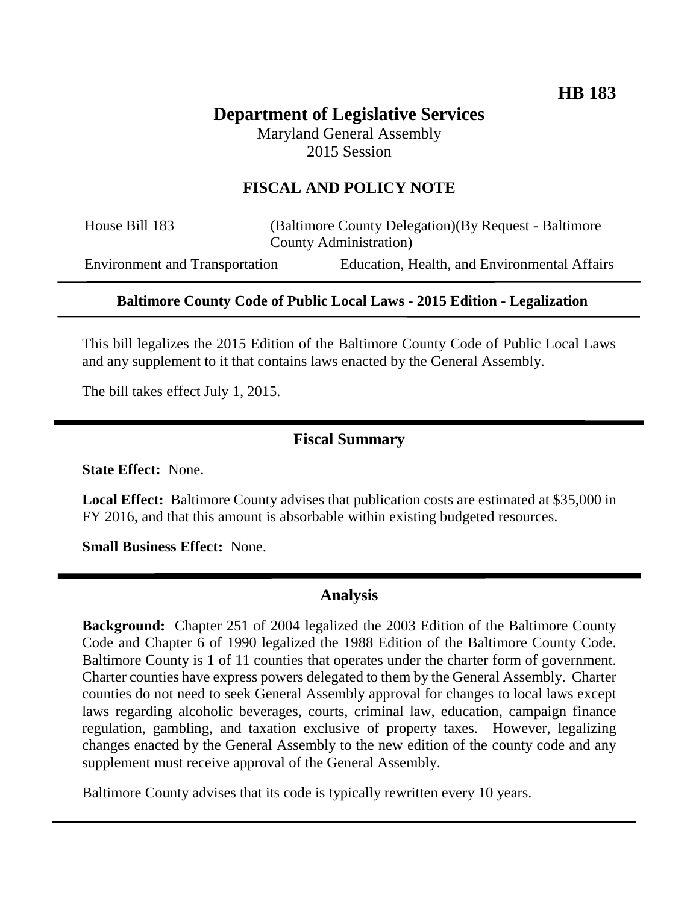**HB 183**

# Department of Legislative Services

Maryland General Assembly
2015 Session

## FISCAL AND POLICY NOTE

House Bill 183 (Baltimore County Delegation)(By Request - Baltimore County Administration)

Environment and Transportation Education, Health, and Environmental Affairs

---

**Baltimore County Code of Public Local Laws - 2015 Edition - Legalization**

---

This bill legalizes the 2015 Edition of the Baltimore County Code of Public Local Laws and any supplement to it that contains laws enacted by the General Assembly.

The bill takes effect July 1, 2015.

---

## Fiscal Summary

**State Effect:** None.

**Local Effect:** Baltimore County advises that publication costs are estimated at $35,000 in FY 2016, and that this amount is absorbable within existing budgeted resources.

**Small Business Effect:** None.

---

## Analysis

**Background:** Chapter 251 of 2004 legalized the 2003 Edition of the Baltimore County Code and Chapter 6 of 1990 legalized the 1988 Edition of the Baltimore County Code. Baltimore County is 1 of 11 counties that operates under the charter form of government. Charter counties have express powers delegated to them by the General Assembly. Charter counties do not need to seek General Assembly approval for changes to local laws except laws regarding alcoholic beverages, courts, criminal law, education, campaign finance regulation, gambling, and taxation exclusive of property taxes. However, legalizing changes enacted by the General Assembly to the new edition of the county code and any supplement must receive approval of the General Assembly.

Baltimore County advises that its code is typically rewritten every 10 years.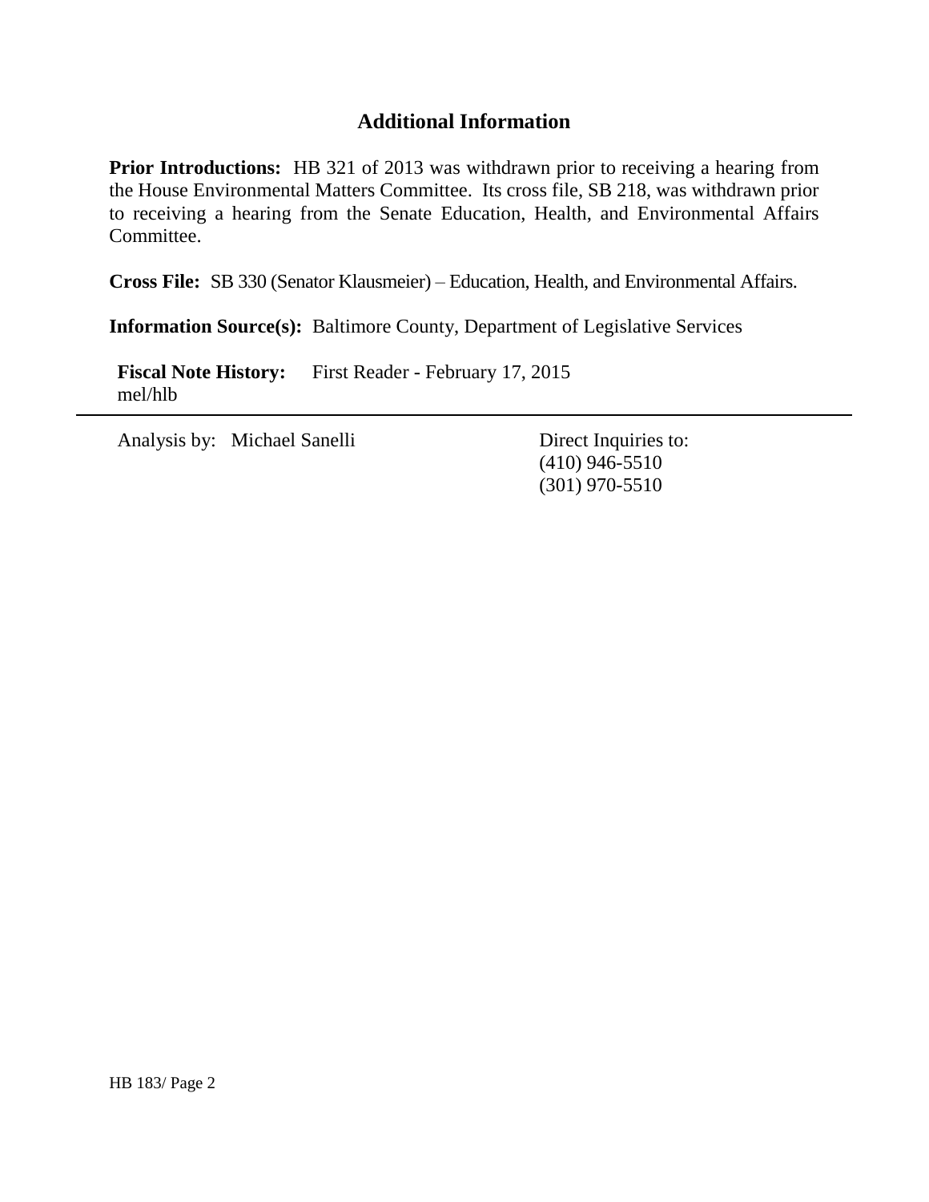## Additional Information

**Prior Introductions:** HB 321 of 2013 was withdrawn prior to receiving a hearing from the House Environmental Matters Committee. Its cross file, SB 218, was withdrawn prior to receiving a hearing from the Senate Education, Health, and Environmental Affairs Committee.

**Cross File:** SB 330 (Senator Klausmeier) – Education, Health, and Environmental Affairs.

**Information Source(s):** Baltimore County, Department of Legislative Services

**Fiscal Note History:** First Reader - February 17, 2015
mel/hlb

---

Analysis by: Michael Sanelli

Direct Inquiries to:
(410) 946-5510
(301) 970-5510